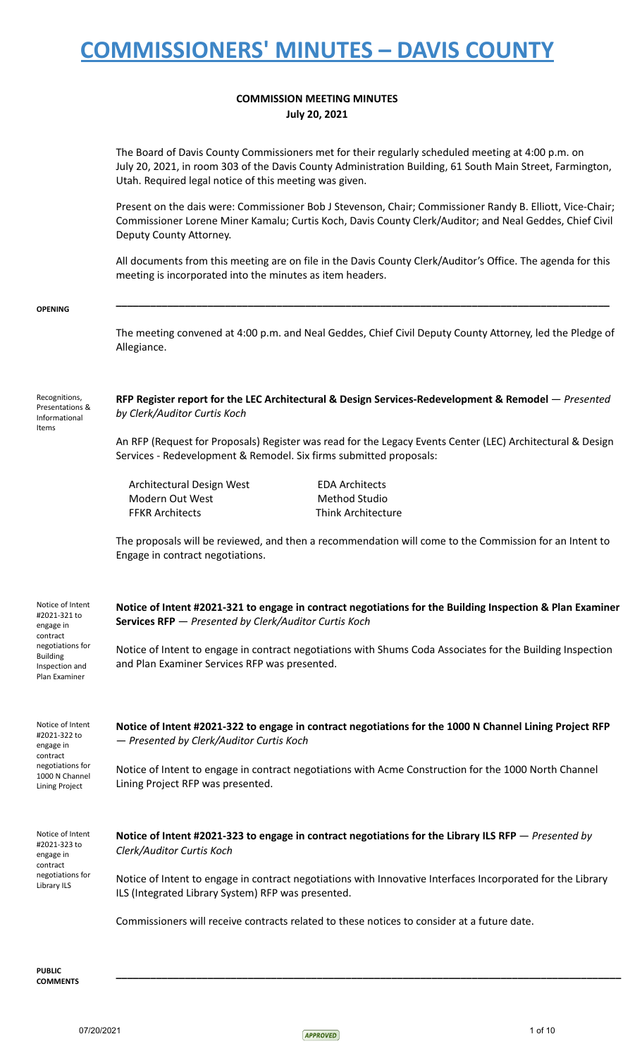# COMMISSIONERS' MINUTES – DAVIS COUNTY

**COMMISSION MEETING MINUTES**
**July 20, 2021**

The Board of Davis County Commissioners met for their regularly scheduled meeting at 4:00 p.m. on July 20, 2021, in room 303 of the Davis County Administration Building, 61 South Main Street, Farmington, Utah. Required legal notice of this meeting was given.

Present on the dais were: Commissioner Bob J Stevenson, Chair; Commissioner Randy B. Elliott, Vice-Chair; Commissioner Lorene Miner Kamalu; Curtis Koch, Davis County Clerk/Auditor; and Neal Geddes, Chief Civil Deputy County Attorney.

All documents from this meeting are on file in the Davis County Clerk/Auditor's Office. The agenda for this meeting is incorporated into the minutes as item headers.

---

**OPENING**

The meeting convened at 4:00 p.m. and Neal Geddes, Chief Civil Deputy County Attorney, led the Pledge of Allegiance.

Recognitions, Presentations & Informational Items

**RFP Register report for the LEC Architectural & Design Services-Redevelopment & Remodel** — *Presented by Clerk/Auditor Curtis Koch*

An RFP (Request for Proposals) Register was read for the Legacy Events Center (LEC) Architectural & Design Services - Redevelopment & Remodel. Six firms submitted proposals:

| | |
|---|---|
| Architectural Design West | EDA Architects |
| Modern Out West | Method Studio |
| FFKR Architects | Think Architecture |

The proposals will be reviewed, and then a recommendation will come to the Commission for an Intent to Engage in contract negotiations.

Notice of Intent #2021-321 to engage in contract negotiations for Building Inspection and Plan Examiner

**Notice of Intent #2021-321 to engage in contract negotiations for the Building Inspection & Plan Examiner Services RFP** — *Presented by Clerk/Auditor Curtis Koch*

Notice of Intent to engage in contract negotiations with Shums Coda Associates for the Building Inspection and Plan Examiner Services RFP was presented.

Notice of Intent #2021-322 to engage in contract negotiations for 1000 N Channel Lining Project

**Notice of Intent #2021-322 to engage in contract negotiations for the 1000 N Channel Lining Project RFP** — *Presented by Clerk/Auditor Curtis Koch*

Notice of Intent to engage in contract negotiations with Acme Construction for the 1000 North Channel Lining Project RFP was presented.

Notice of Intent #2021-323 to engage in contract negotiations for Library ILS

**Notice of Intent #2021-323 to engage in contract negotiations for the Library ILS RFP** — *Presented by Clerk/Auditor Curtis Koch*

Notice of Intent to engage in contract negotiations with Innovative Interfaces Incorporated for the Library ILS (Integrated Library System) RFP was presented.

Commissioners will receive contracts related to these notices to consider at a future date.

---

**PUBLIC COMMENTS**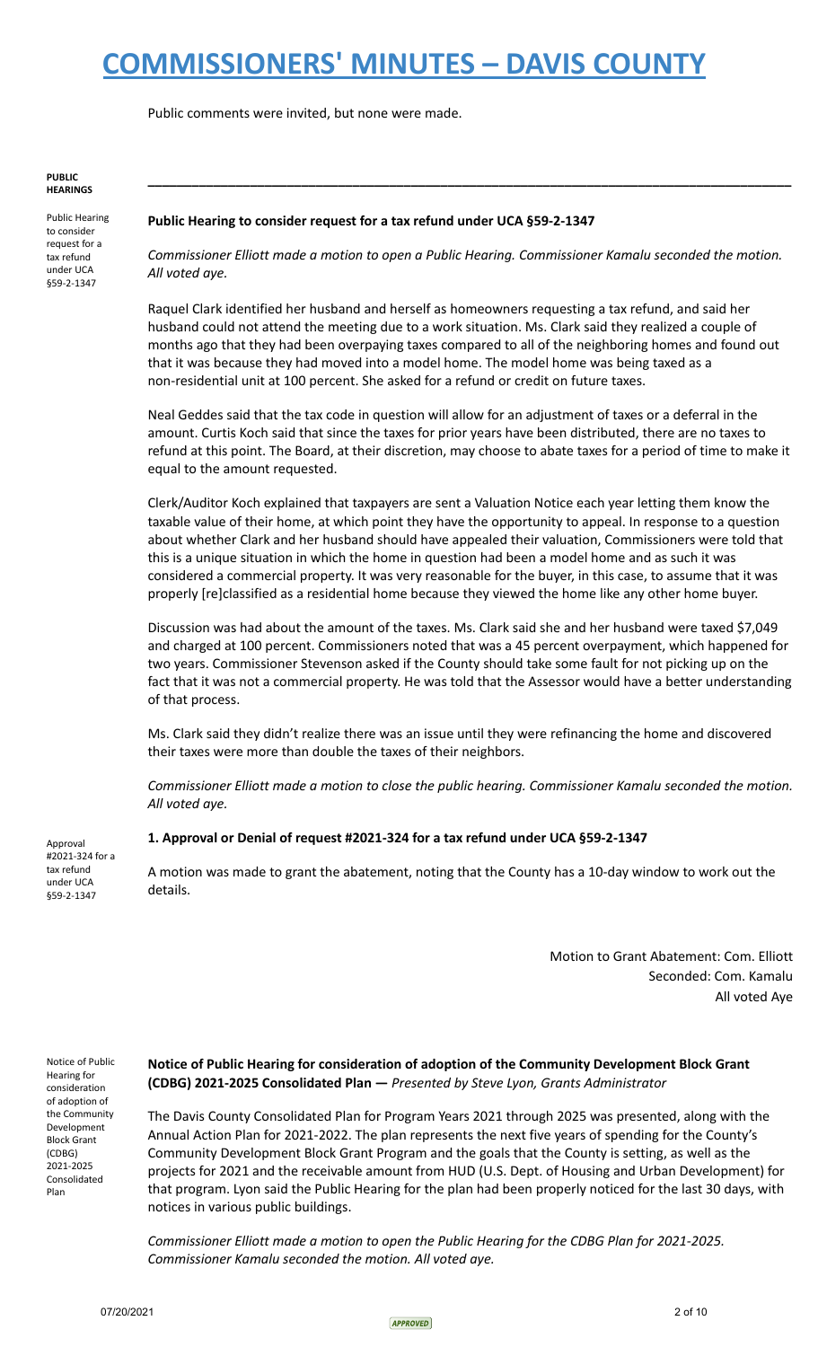Public comments were invited, but none were made.

**PUBLIC HEARINGS**

---

*Public Hearing to consider request for a tax refund under UCA §59-2-1347*

**Public Hearing to consider request for a tax refund under UCA §59-2-1347**

*Commissioner Elliott made a motion to open a Public Hearing. Commissioner Kamalu seconded the motion. All voted aye.*

Raquel Clark identified her husband and herself as homeowners requesting a tax refund, and said her husband could not attend the meeting due to a work situation. Ms. Clark said they realized a couple of months ago that they had been overpaying taxes compared to all of the neighboring homes and found out that it was because they had moved into a model home. The model home was being taxed as a non-residential unit at 100 percent. She asked for a refund or credit on future taxes.

Neal Geddes said that the tax code in question will allow for an adjustment of taxes or a deferral in the amount. Curtis Koch said that since the taxes for prior years have been distributed, there are no taxes to refund at this point. The Board, at their discretion, may choose to abate taxes for a period of time to make it equal to the amount requested.

Clerk/Auditor Koch explained that taxpayers are sent a Valuation Notice each year letting them know the taxable value of their home, at which point they have the opportunity to appeal. In response to a question about whether Clark and her husband should have appealed their valuation, Commissioners were told that this is a unique situation in which the home in question had been a model home and as such it was considered a commercial property. It was very reasonable for the buyer, in this case, to assume that it was properly [re]classified as a residential home because they viewed the home like any other home buyer.

Discussion was had about the amount of the taxes. Ms. Clark said she and her husband were taxed $7,049 and charged at 100 percent. Commissioners noted that was a 45 percent overpayment, which happened for two years. Commissioner Stevenson asked if the County should take some fault for not picking up on the fact that it was not a commercial property. He was told that the Assessor would have a better understanding of that process.

Ms. Clark said they didn't realize there was an issue until they were refinancing the home and discovered their taxes were more than double the taxes of their neighbors.

*Commissioner Elliott made a motion to close the public hearing. Commissioner Kamalu seconded the motion. All voted aye.*

*Approval #2021-324 for a tax refund under UCA §59-2-1347*

**1. Approval or Denial of request #2021-324 for a tax refund under UCA §59-2-1347**

A motion was made to grant the abatement, noting that the County has a 10-day window to work out the details.

Motion to Grant Abatement: Com. Elliott
Seconded: Com. Kamalu
All voted Aye

*Notice of Public Hearing for consideration of adoption of the Community Development Block Grant (CDBG) 2021-2025 Consolidated Plan*

**Notice of Public Hearing for consideration of adoption of the Community Development Block Grant (CDBG) 2021-2025 Consolidated Plan —** *Presented by Steve Lyon, Grants Administrator*

The Davis County Consolidated Plan for Program Years 2021 through 2025 was presented, along with the Annual Action Plan for 2021-2022. The plan represents the next five years of spending for the County's Community Development Block Grant Program and the goals that the County is setting, as well as the projects for 2021 and the receivable amount from HUD (U.S. Dept. of Housing and Urban Development) for that program. Lyon said the Public Hearing for the plan had been properly noticed for the last 30 days, with notices in various public buildings.

*Commissioner Elliott made a motion to open the Public Hearing for the CDBG Plan for 2021-2025. Commissioner Kamalu seconded the motion. All voted aye.*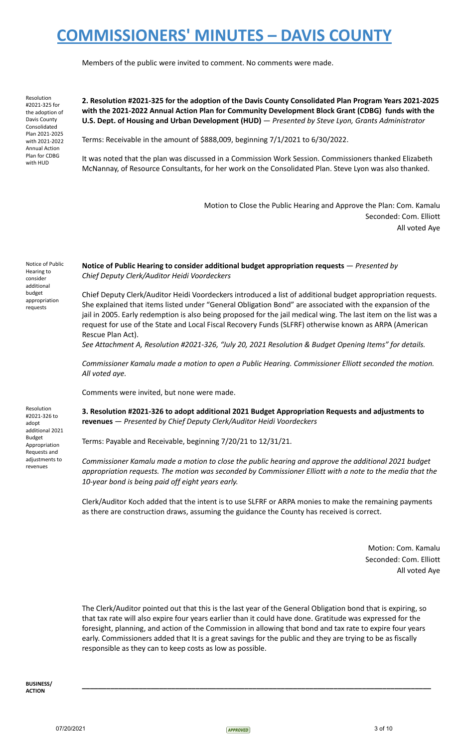Members of the public were invited to comment. No comments were made.

Resolution #2021-325 for the adoption of Davis County Consolidated Plan 2021-2025 with 2021-2022 Annual Action Plan for CDBG with HUD

**2. Resolution #2021-325 for the adoption of the Davis County Consolidated Plan Program Years 2021-2025 with the 2021-2022 Annual Action Plan for Community Development Block Grant (CDBG) funds with the U.S. Dept. of Housing and Urban Development (HUD)** — *Presented by Steve Lyon, Grants Administrator*

Terms: Receivable in the amount of $888,009, beginning 7/1/2021 to 6/30/2022.

It was noted that the plan was discussed in a Commission Work Session. Commissioners thanked Elizabeth McNannay, of Resource Consultants, for her work on the Consolidated Plan. Steve Lyon was also thanked.

Motion to Close the Public Hearing and Approve the Plan: Com. Kamalu
Seconded: Com. Elliott
All voted Aye

Notice of Public Hearing to consider additional budget appropriation requests

**Notice of Public Hearing to consider additional budget appropriation requests** — *Presented by Chief Deputy Clerk/Auditor Heidi Voordeckers*

Chief Deputy Clerk/Auditor Heidi Voordeckers introduced a list of additional budget appropriation requests. She explained that items listed under "General Obligation Bond" are associated with the expansion of the jail in 2005. Early redemption is also being proposed for the jail medical wing. The last item on the list was a request for use of the State and Local Fiscal Recovery Funds (SLFRF) otherwise known as ARPA (American Rescue Plan Act).
*See Attachment A, Resolution #2021-326, "July 20, 2021 Resolution & Budget Opening Items" for details.*

*Commissioner Kamalu made a motion to open a Public Hearing. Commissioner Elliott seconded the motion. All voted aye.*

Comments were invited, but none were made.

Resolution #2021-326 to adopt additional 2021 Budget Appropriation Requests and adjustments to revenues

**3. Resolution #2021-326 to adopt additional 2021 Budget Appropriation Requests and adjustments to revenues** — *Presented by Chief Deputy Clerk/Auditor Heidi Voordeckers*

Terms: Payable and Receivable, beginning 7/20/21 to 12/31/21.

*Commissioner Kamalu made a motion to close the public hearing and approve the additional 2021 budget appropriation requests. The motion was seconded by Commissioner Elliott with a note to the media that the 10-year bond is being paid off eight years early.*

Clerk/Auditor Koch added that the intent is to use SLFRF or ARPA monies to make the remaining payments as there are construction draws, assuming the guidance the County has received is correct.

Motion: Com. Kamalu
Seconded: Com. Elliott
All voted Aye

The Clerk/Auditor pointed out that this is the last year of the General Obligation bond that is expiring, so that tax rate will also expire four years earlier than it could have done. Gratitude was expressed for the foresight, planning, and action of the Commission in allowing that bond and tax rate to expire four years early. Commissioners added that It is a great savings for the public and they are trying to be as fiscally responsible as they can to keep costs as low as possible.

**BUSINESS/ ACTION**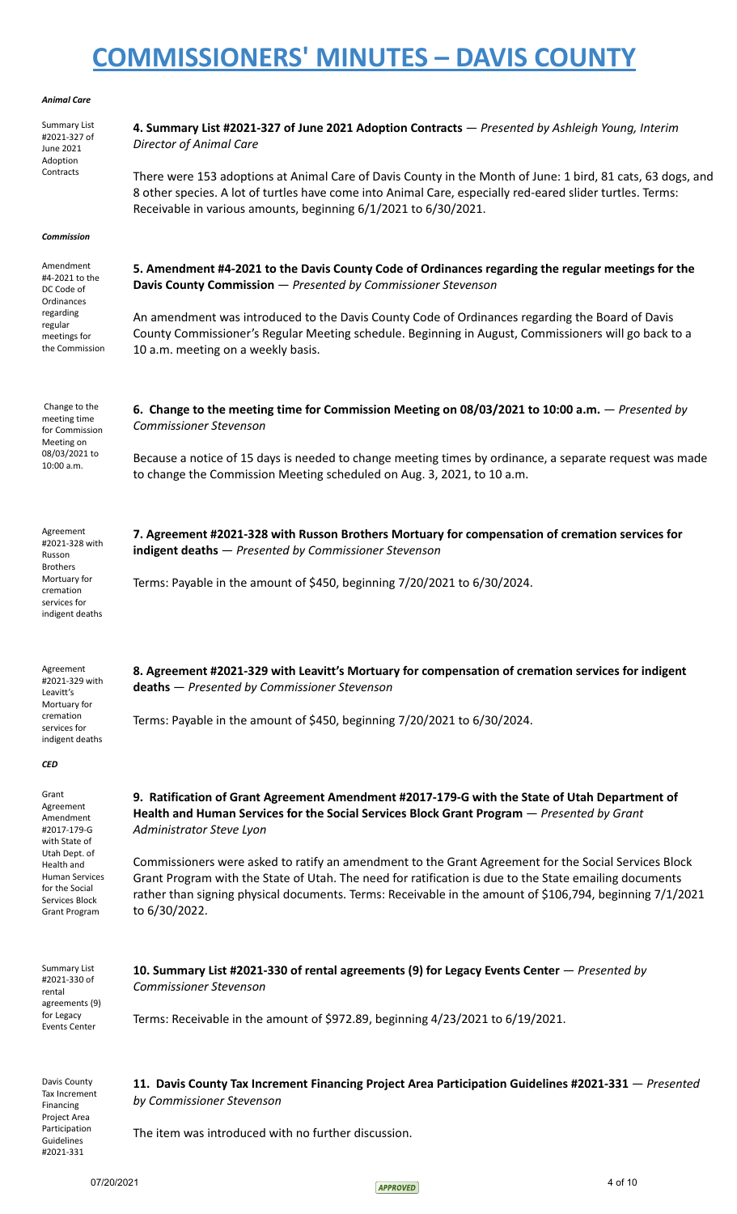# COMMISSIONERS' MINUTES – DAVIS COUNTY

***Animal Care***

Summary List #2021-327 of June 2021 Adoption Contracts

**4. Summary List #2021-327 of June 2021 Adoption Contracts** — *Presented by Ashleigh Young, Interim Director of Animal Care*

There were 153 adoptions at Animal Care of Davis County in the Month of June: 1 bird, 81 cats, 63 dogs, and 8 other species. A lot of turtles have come into Animal Care, especially red-eared slider turtles. Terms: Receivable in various amounts, beginning 6/1/2021 to 6/30/2021.

***Commission***

Amendment #4-2021 to the DC Code of Ordinances regarding regular meetings for the Commission

**5. Amendment #4-2021 to the Davis County Code of Ordinances regarding the regular meetings for the Davis County Commission** — *Presented by Commissioner Stevenson*

An amendment was introduced to the Davis County Code of Ordinances regarding the Board of Davis County Commissioner's Regular Meeting schedule. Beginning in August, Commissioners will go back to a 10 a.m. meeting on a weekly basis.

Change to the meeting time for Commission Meeting on 08/03/2021 to 10:00 a.m.

**6. Change to the meeting time for Commission Meeting on 08/03/2021 to 10:00 a.m.** — *Presented by Commissioner Stevenson*

Because a notice of 15 days is needed to change meeting times by ordinance, a separate request was made to change the Commission Meeting scheduled on Aug. 3, 2021, to 10 a.m.

Agreement #2021-328 with Russon Brothers Mortuary for cremation services for indigent deaths

**7. Agreement #2021-328 with Russon Brothers Mortuary for compensation of cremation services for indigent deaths** — *Presented by Commissioner Stevenson*

Terms: Payable in the amount of $450, beginning 7/20/2021 to 6/30/2024.

Agreement #2021-329 with Leavitt's Mortuary for cremation services for indigent deaths

**8. Agreement #2021-329 with Leavitt's Mortuary for compensation of cremation services for indigent deaths** — *Presented by Commissioner Stevenson*

Terms: Payable in the amount of $450, beginning 7/20/2021 to 6/30/2024.

***CED***

Grant Agreement Amendment #2017-179-G with State of Utah Dept. of Health and Human Services for the Social Services Block Grant Program

**9. Ratification of Grant Agreement Amendment #2017-179-G with the State of Utah Department of Health and Human Services for the Social Services Block Grant Program** — *Presented by Grant Administrator Steve Lyon*

Commissioners were asked to ratify an amendment to the Grant Agreement for the Social Services Block Grant Program with the State of Utah. The need for ratification is due to the State emailing documents rather than signing physical documents. Terms: Receivable in the amount of $106,794, beginning 7/1/2021 to 6/30/2022.

Summary List #2021-330 of rental agreements (9) for Legacy Events Center

**10. Summary List #2021-330 of rental agreements (9) for Legacy Events Center** — *Presented by Commissioner Stevenson*

Terms: Receivable in the amount of $972.89, beginning 4/23/2021 to 6/19/2021.

Davis County Tax Increment Financing Project Area Participation Guidelines #2021-331

**11. Davis County Tax Increment Financing Project Area Participation Guidelines #2021-331** — *Presented by Commissioner Stevenson*

The item was introduced with no further discussion.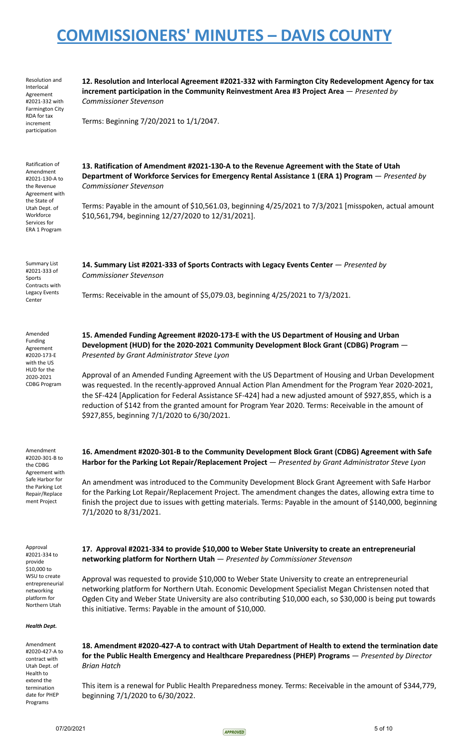# COMMISSIONERS' MINUTES – DAVIS COUNTY

Resolution and Interlocal Agreement #2021-332 with Farmington City RDA for tax increment participation

**12. Resolution and Interlocal Agreement #2021-332 with Farmington City Redevelopment Agency for tax increment participation in the Community Reinvestment Area #3 Project Area** — *Presented by Commissioner Stevenson*

Terms: Beginning 7/20/2021 to 1/1/2047.

Ratification of Amendment #2021-130-A to the Revenue Agreement with the State of Utah Dept. of Workforce Services for ERA 1 Program

**13. Ratification of Amendment #2021-130-A to the Revenue Agreement with the State of Utah Department of Workforce Services for Emergency Rental Assistance 1 (ERA 1) Program** — *Presented by Commissioner Stevenson*

Terms: Payable in the amount of $10,561.03, beginning 4/25/2021 to 7/3/2021 [misspoken, actual amount $10,561,794, beginning 12/27/2020 to 12/31/2021].

Summary List #2021-333 of Sports Contracts with Legacy Events Center

**14. Summary List #2021-333 of Sports Contracts with Legacy Events Center** — *Presented by Commissioner Stevenson*

Terms: Receivable in the amount of $5,079.03, beginning 4/25/2021 to 7/3/2021.

Amended Funding Agreement #2020-173-E with the US HUD for the 2020-2021 CDBG Program

**15. Amended Funding Agreement #2020-173-E with the US Department of Housing and Urban Development (HUD) for the 2020-2021 Community Development Block Grant (CDBG) Program** — *Presented by Grant Administrator Steve Lyon*

Approval of an Amended Funding Agreement with the US Department of Housing and Urban Development was requested. In the recently-approved Annual Action Plan Amendment for the Program Year 2020-2021, the SF-424 [Application for Federal Assistance SF-424] had a new adjusted amount of $927,855, which is a reduction of $142 from the granted amount for Program Year 2020. Terms: Receivable in the amount of $927,855, beginning 7/1/2020 to 6/30/2021.

Amendment #2020-301-B to the CDBG Agreement with Safe Harbor for the Parking Lot Repair/Replacement Project

**16. Amendment #2020-301-B to the Community Development Block Grant (CDBG) Agreement with Safe Harbor for the Parking Lot Repair/Replacement Project** — *Presented by Grant Administrator Steve Lyon*

An amendment was introduced to the Community Development Block Grant Agreement with Safe Harbor for the Parking Lot Repair/Replacement Project. The amendment changes the dates, allowing extra time to finish the project due to issues with getting materials. Terms: Payable in the amount of $140,000, beginning 7/1/2020 to 8/31/2021.

Approval #2021-334 to provide $10,000 to WSU to create entrepreneurial networking platform for Northern Utah

**17. Approval #2021-334 to provide $10,000 to Weber State University to create an entrepreneurial networking platform for Northern Utah** — *Presented by Commissioner Stevenson*

Approval was requested to provide $10,000 to Weber State University to create an entrepreneurial networking platform for Northern Utah. Economic Development Specialist Megan Christensen noted that Ogden City and Weber State University are also contributing $10,000 each, so $30,000 is being put towards this initiative. Terms: Payable in the amount of $10,000.

***Health Dept.***

Amendment #2020-427-A to contract with Utah Dept. of Health to extend the termination date for PHEP Programs

**18. Amendment #2020-427-A to contract with Utah Department of Health to extend the termination date for the Public Health Emergency and Healthcare Preparedness (PHEP) Programs** — *Presented by Director Brian Hatch*

This item is a renewal for Public Health Preparedness money. Terms: Receivable in the amount of $344,779, beginning 7/1/2020 to 6/30/2022.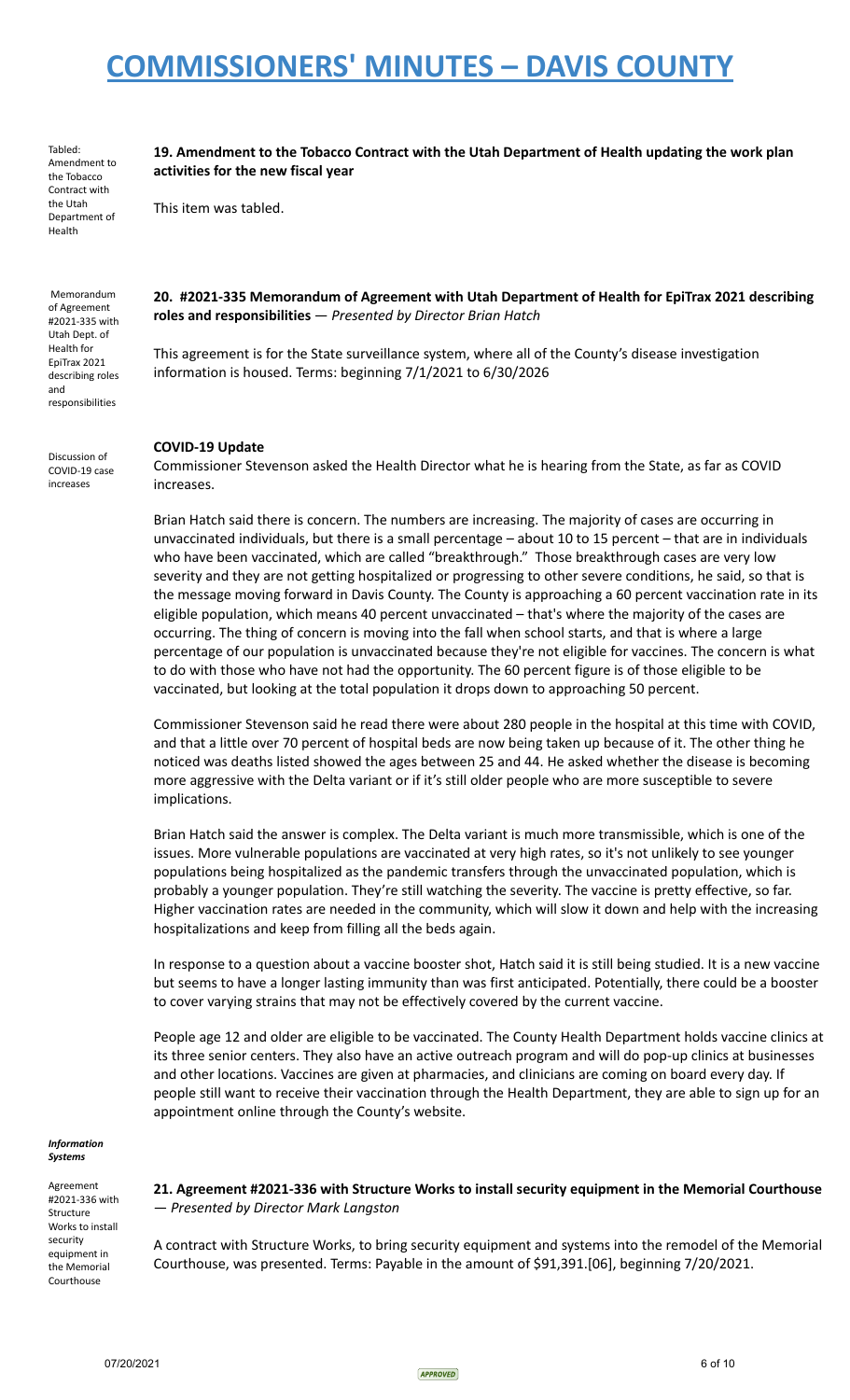Tabled: Amendment to the Tobacco Contract with the Utah Department of Health

**19. Amendment to the Tobacco Contract with the Utah Department of Health updating the work plan activities for the new fiscal year**

This item was tabled.

Memorandum of Agreement #2021-335 with Utah Dept. of Health for EpiTrax 2021 describing roles and responsibilities

**20. #2021-335 Memorandum of Agreement with Utah Department of Health for EpiTrax 2021 describing roles and responsibilities** — *Presented by Director Brian Hatch*

This agreement is for the State surveillance system, where all of the County's disease investigation information is housed. Terms: beginning 7/1/2021 to 6/30/2026

Discussion of COVID-19 case increases

**COVID-19 Update**

Commissioner Stevenson asked the Health Director what he is hearing from the State, as far as COVID increases.

Brian Hatch said there is concern. The numbers are increasing. The majority of cases are occurring in unvaccinated individuals, but there is a small percentage – about 10 to 15 percent – that are in individuals who have been vaccinated, which are called "breakthrough." Those breakthrough cases are very low severity and they are not getting hospitalized or progressing to other severe conditions, he said, so that is the message moving forward in Davis County. The County is approaching a 60 percent vaccination rate in its eligible population, which means 40 percent unvaccinated – that's where the majority of the cases are occurring. The thing of concern is moving into the fall when school starts, and that is where a large percentage of our population is unvaccinated because they're not eligible for vaccines. The concern is what to do with those who have not had the opportunity. The 60 percent figure is of those eligible to be vaccinated, but looking at the total population it drops down to approaching 50 percent.

Commissioner Stevenson said he read there were about 280 people in the hospital at this time with COVID, and that a little over 70 percent of hospital beds are now being taken up because of it. The other thing he noticed was deaths listed showed the ages between 25 and 44. He asked whether the disease is becoming more aggressive with the Delta variant or if it's still older people who are more susceptible to severe implications.

Brian Hatch said the answer is complex. The Delta variant is much more transmissible, which is one of the issues. More vulnerable populations are vaccinated at very high rates, so it's not unlikely to see younger populations being hospitalized as the pandemic transfers through the unvaccinated population, which is probably a younger population. They're still watching the severity. The vaccine is pretty effective, so far. Higher vaccination rates are needed in the community, which will slow it down and help with the increasing hospitalizations and keep from filling all the beds again.

In response to a question about a vaccine booster shot, Hatch said it is still being studied. It is a new vaccine but seems to have a longer lasting immunity than was first anticipated. Potentially, there could be a booster to cover varying strains that may not be effectively covered by the current vaccine.

People age 12 and older are eligible to be vaccinated. The County Health Department holds vaccine clinics at its three senior centers. They also have an active outreach program and will do pop-up clinics at businesses and other locations. Vaccines are given at pharmacies, and clinicians are coming on board every day. If people still want to receive their vaccination through the Health Department, they are able to sign up for an appointment online through the County's website.

***Information Systems***

Agreement #2021-336 with Structure Works to install security equipment in the Memorial Courthouse

**21. Agreement #2021-336 with Structure Works to install security equipment in the Memorial Courthouse** — *Presented by Director Mark Langston*

A contract with Structure Works, to bring security equipment and systems into the remodel of the Memorial Courthouse, was presented. Terms: Payable in the amount of $91,391.[06], beginning 7/20/2021.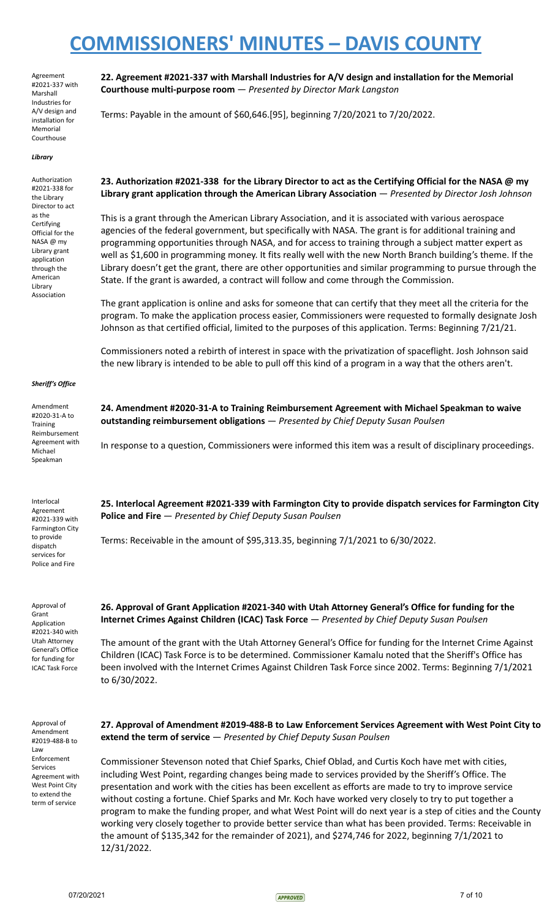Agreement #2021-337 with Marshall Industries for A/V design and installation for Memorial Courthouse

**22. Agreement #2021-337 with Marshall Industries for A/V design and installation for the Memorial Courthouse multi-purpose room** — *Presented by Director Mark Langston*

Terms: Payable in the amount of $60,646.[95], beginning 7/20/2021 to 7/20/2022.

***Library***

Authorization #2021-338 for the Library Director to act as the Certifying Official for the NASA @ my Library grant application through the American Library Association

**23. Authorization #2021-338 for the Library Director to act as the Certifying Official for the NASA @ my Library grant application through the American Library Association** — *Presented by Director Josh Johnson*

This is a grant through the American Library Association, and it is associated with various aerospace agencies of the federal government, but specifically with NASA. The grant is for additional training and programming opportunities through NASA, and for access to training through a subject matter expert as well as $1,600 in programming money. It fits really well with the new North Branch building's theme. If the Library doesn't get the grant, there are other opportunities and similar programming to pursue through the State. If the grant is awarded, a contract will follow and come through the Commission.

The grant application is online and asks for someone that can certify that they meet all the criteria for the program. To make the application process easier, Commissioners were requested to formally designate Josh Johnson as that certified official, limited to the purposes of this application. Terms: Beginning 7/21/21.

Commissioners noted a rebirth of interest in space with the privatization of spaceflight. Josh Johnson said the new library is intended to be able to pull off this kind of a program in a way that the others aren't.

***Sheriff's Office***

Amendment #2020-31-A to Training Reimbursement Agreement with Michael Speakman

**24. Amendment #2020-31-A to Training Reimbursement Agreement with Michael Speakman to waive outstanding reimbursement obligations** — *Presented by Chief Deputy Susan Poulsen*

In response to a question, Commissioners were informed this item was a result of disciplinary proceedings.

Interlocal Agreement #2021-339 with Farmington City to provide dispatch services for Police and Fire

**25. Interlocal Agreement #2021-339 with Farmington City to provide dispatch services for Farmington City Police and Fire** — *Presented by Chief Deputy Susan Poulsen*

Terms: Receivable in the amount of $95,313.35, beginning 7/1/2021 to 6/30/2022.

Approval of Grant Application #2021-340 with Utah Attorney General's Office for funding for ICAC Task Force

**26. Approval of Grant Application #2021-340 with Utah Attorney General's Office for funding for the Internet Crimes Against Children (ICAC) Task Force** — *Presented by Chief Deputy Susan Poulsen*

The amount of the grant with the Utah Attorney General's Office for funding for the Internet Crime Against Children (ICAC) Task Force is to be determined. Commissioner Kamalu noted that the Sheriff's Office has been involved with the Internet Crimes Against Children Task Force since 2002. Terms: Beginning 7/1/2021 to 6/30/2022.

Approval of Amendment #2019-488-B to Law Enforcement Services Agreement with West Point City to extend the term of service

**27. Approval of Amendment #2019-488-B to Law Enforcement Services Agreement with West Point City to extend the term of service** — *Presented by Chief Deputy Susan Poulsen*

Commissioner Stevenson noted that Chief Sparks, Chief Oblad, and Curtis Koch have met with cities, including West Point, regarding changes being made to services provided by the Sheriff's Office. The presentation and work with the cities has been excellent as efforts are made to try to improve service without costing a fortune. Chief Sparks and Mr. Koch have worked very closely to try to put together a program to make the funding proper, and what West Point will do next year is a step of cities and the County working very closely together to provide better service than what has been provided. Terms: Receivable in the amount of $135,342 for the remainder of 2021), and $274,746 for 2022, beginning 7/1/2021 to 12/31/2022.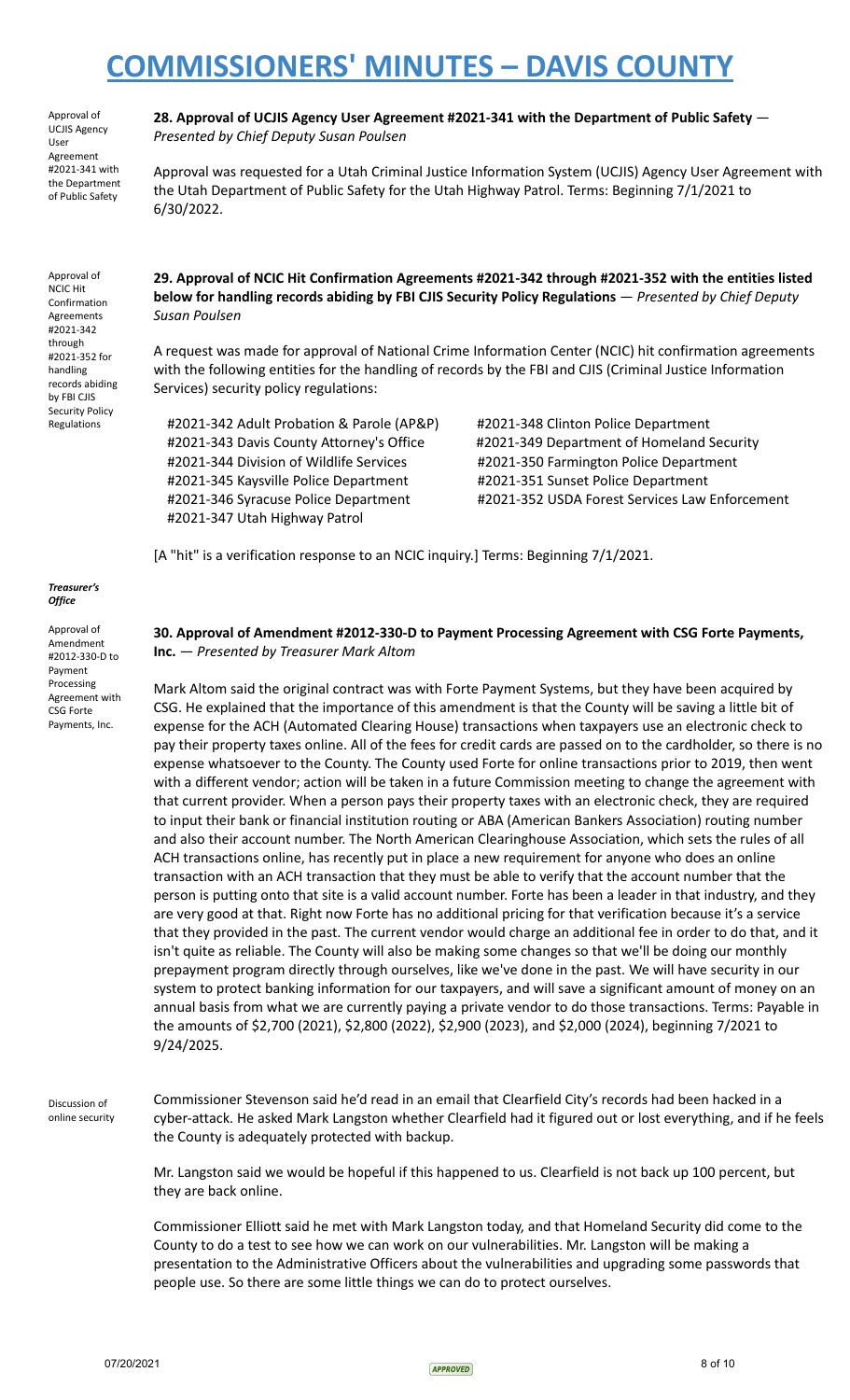Approval of UCJIS Agency User Agreement #2021-341 with the Department of Public Safety

**28. Approval of UCJIS Agency User Agreement #2021-341 with the Department of Public Safety** — *Presented by Chief Deputy Susan Poulsen*

Approval was requested for a Utah Criminal Justice Information System (UCJIS) Agency User Agreement with the Utah Department of Public Safety for the Utah Highway Patrol. Terms: Beginning 7/1/2021 to 6/30/2022.

Approval of NCIC Hit Confirmation Agreements #2021-342 through #2021-352 for handling records abiding by FBI CJIS Security Policy Regulations

**29. Approval of NCIC Hit Confirmation Agreements #2021-342 through #2021-352 with the entities listed below for handling records abiding by FBI CJIS Security Policy Regulations** — *Presented by Chief Deputy Susan Poulsen*

A request was made for approval of National Crime Information Center (NCIC) hit confirmation agreements with the following entities for the handling of records by the FBI and CJIS (Criminal Justice Information Services) security policy regulations:

- #2021-342 Adult Probation & Parole (AP&P)
- #2021-343 Davis County Attorney's Office
- #2021-344 Division of Wildlife Services
- #2021-345 Kaysville Police Department
- #2021-346 Syracuse Police Department
- #2021-347 Utah Highway Patrol
- #2021-348 Clinton Police Department
- #2021-349 Department of Homeland Security
- #2021-350 Farmington Police Department
- #2021-351 Sunset Police Department
- #2021-352 USDA Forest Services Law Enforcement

[A "hit" is a verification response to an NCIC inquiry.] Terms: Beginning 7/1/2021.

***Treasurer's Office***

Approval of Amendment #2012-330-D to Payment Processing Agreement with CSG Forte Payments, Inc.

**30. Approval of Amendment #2012-330-D to Payment Processing Agreement with CSG Forte Payments, Inc.** — *Presented by Treasurer Mark Altom*

Mark Altom said the original contract was with Forte Payment Systems, but they have been acquired by CSG. He explained that the importance of this amendment is that the County will be saving a little bit of expense for the ACH (Automated Clearing House) transactions when taxpayers use an electronic check to pay their property taxes online. All of the fees for credit cards are passed on to the cardholder, so there is no expense whatsoever to the County. The County used Forte for online transactions prior to 2019, then went with a different vendor; action will be taken in a future Commission meeting to change the agreement with that current provider. When a person pays their property taxes with an electronic check, they are required to input their bank or financial institution routing or ABA (American Bankers Association) routing number and also their account number. The North American Clearinghouse Association, which sets the rules of all ACH transactions online, has recently put in place a new requirement for anyone who does an online transaction with an ACH transaction that they must be able to verify that the account number that the person is putting onto that site is a valid account number. Forte has been a leader in that industry, and they are very good at that. Right now Forte has no additional pricing for that verification because it's a service that they provided in the past. The current vendor would charge an additional fee in order to do that, and it isn't quite as reliable. The County will also be making some changes so that we'll be doing our monthly prepayment program directly through ourselves, like we've done in the past. We will have security in our system to protect banking information for our taxpayers, and will save a significant amount of money on an annual basis from what we are currently paying a private vendor to do those transactions. Terms: Payable in the amounts of $2,700 (2021), $2,800 (2022), $2,900 (2023), and $2,000 (2024), beginning 7/2021 to 9/24/2025.

Discussion of online security

Commissioner Stevenson said he'd read in an email that Clearfield City's records had been hacked in a cyber-attack. He asked Mark Langston whether Clearfield had it figured out or lost everything, and if he feels the County is adequately protected with backup.

Mr. Langston said we would be hopeful if this happened to us. Clearfield is not back up 100 percent, but they are back online.

Commissioner Elliott said he met with Mark Langston today, and that Homeland Security did come to the County to do a test to see how we can work on our vulnerabilities. Mr. Langston will be making a presentation to the Administrative Officers about the vulnerabilities and upgrading some passwords that people use. So there are some little things we can do to protect ourselves.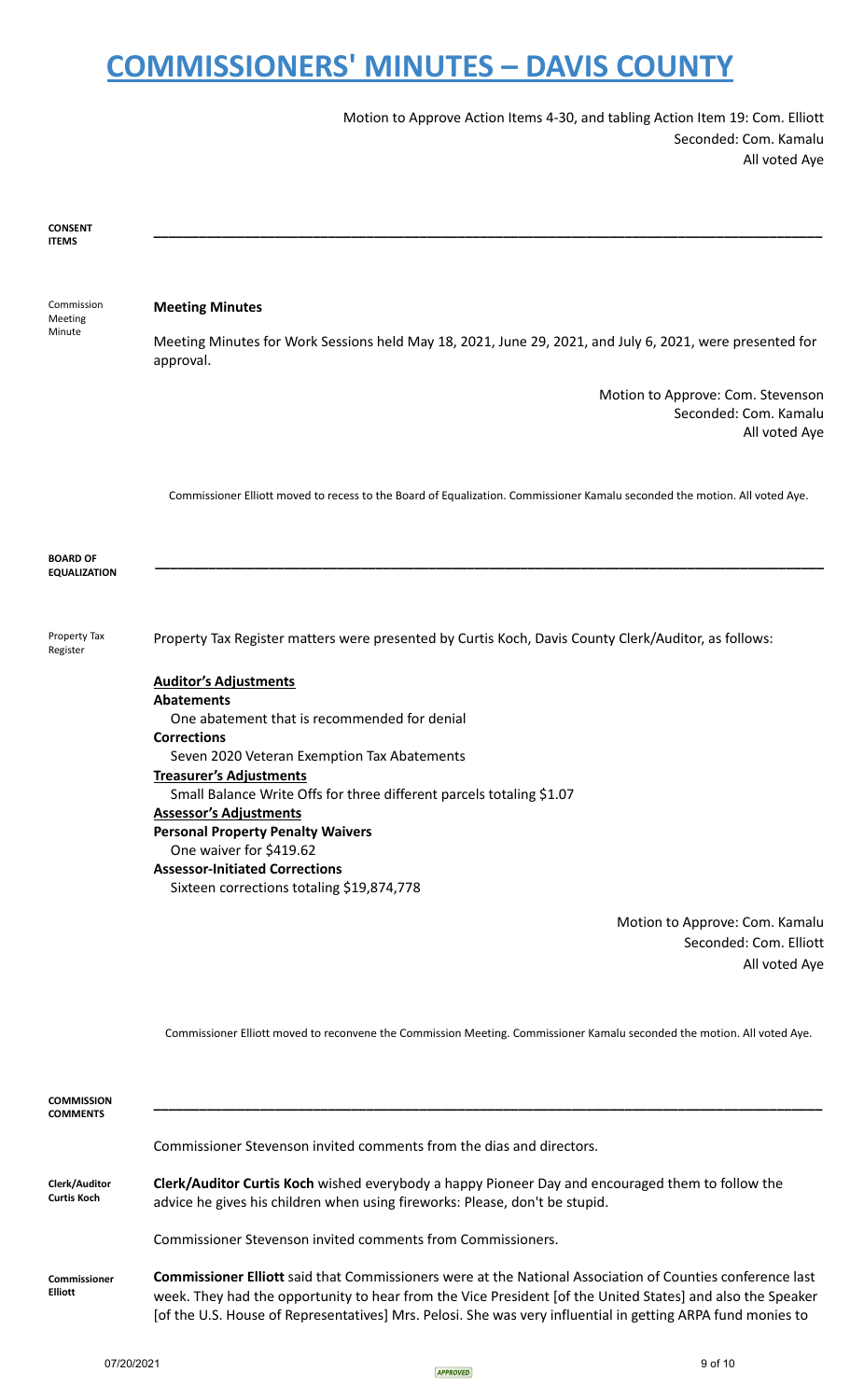Motion to Approve Action Items 4-30, and tabling Action Item 19: Com. Elliott
Seconded: Com. Kamalu
All voted Aye

## CONSENT ITEMS

**Commission Meeting Minute**

**Meeting Minutes**

Meeting Minutes for Work Sessions held May 18, 2021, June 29, 2021, and July 6, 2021, were presented for approval.

Motion to Approve: Com. Stevenson
Seconded: Com. Kamalu
All voted Aye

Commissioner Elliott moved to recess to the Board of Equalization. Commissioner Kamalu seconded the motion. All voted Aye.

## BOARD OF EQUALIZATION

**Property Tax Register**

Property Tax Register matters were presented by Curtis Koch, Davis County Clerk/Auditor, as follows:

**Auditor's Adjustments**

**Abatements**
One abatement that is recommended for denial

**Corrections**
Seven 2020 Veteran Exemption Tax Abatements

**Treasurer's Adjustments**
Small Balance Write Offs for three different parcels totaling $1.07

**Assessor's Adjustments**

**Personal Property Penalty Waivers**
One waiver for $419.62

**Assessor-Initiated Corrections**
Sixteen corrections totaling $19,874,778

Motion to Approve: Com. Kamalu
Seconded: Com. Elliott
All voted Aye

Commissioner Elliott moved to reconvene the Commission Meeting. Commissioner Kamalu seconded the motion. All voted Aye.

## COMMISSION COMMENTS

Commissioner Stevenson invited comments from the dias and directors.

**Clerk/Auditor Curtis Koch**

**Clerk/Auditor Curtis Koch** wished everybody a happy Pioneer Day and encouraged them to follow the advice he gives his children when using fireworks: Please, don't be stupid.

Commissioner Stevenson invited comments from Commissioners.

**Commissioner Elliott**

**Commissioner Elliott** said that Commissioners were at the National Association of Counties conference last week. They had the opportunity to hear from the Vice President [of the United States] and also the Speaker [of the U.S. House of Representatives] Mrs. Pelosi. She was very influential in getting ARPA fund monies to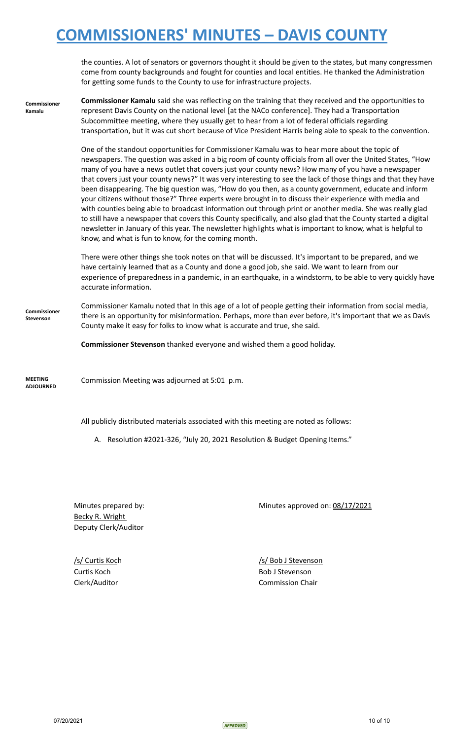the counties. A lot of senators or governors thought it should be given to the states, but many congressmen come from county backgrounds and fought for counties and local entities. He thanked the Administration for getting some funds to the County to use for infrastructure projects.

**Commissioner Kamalu**

**Commissioner Kamalu** said she was reflecting on the training that they received and the opportunities to represent Davis County on the national level [at the NACo conference]. They had a Transportation Subcommittee meeting, where they usually get to hear from a lot of federal officials regarding transportation, but it was cut short because of Vice President Harris being able to speak to the convention.

One of the standout opportunities for Commissioner Kamalu was to hear more about the topic of newspapers. The question was asked in a big room of county officials from all over the United States, "How many of you have a news outlet that covers just your county news? How many of you have a newspaper that covers just your county news?" It was very interesting to see the lack of those things and that they have been disappearing. The big question was, "How do you then, as a county government, educate and inform your citizens without those?" Three experts were brought in to discuss their experience with media and with counties being able to broadcast information out through print or another media. She was really glad to still have a newspaper that covers this County specifically, and also glad that the County started a digital newsletter in January of this year. The newsletter highlights what is important to know, what is helpful to know, and what is fun to know, for the coming month.

There were other things she took notes on that will be discussed. It's important to be prepared, and we have certainly learned that as a County and done a good job, she said. We want to learn from our experience of preparedness in a pandemic, in an earthquake, in a windstorm, to be able to very quickly have accurate information.

Commissioner Kamalu noted that In this age of a lot of people getting their information from social media, there is an opportunity for misinformation. Perhaps, more than ever before, it's important that we as Davis County make it easy for folks to know what is accurate and true, she said.

**Commissioner Stevenson**

**Commissioner Stevenson** thanked everyone and wished them a good holiday.

**MEETING ADJOURNED**

Commission Meeting was adjourned at 5:01 p.m.

All publicly distributed materials associated with this meeting are noted as follows:

A. Resolution #2021-326, "July 20, 2021 Resolution & Budget Opening Items."

Minutes prepared by:
Becky R. Wright
Deputy Clerk/Auditor

Minutes approved on: 08/17/2021

/s/ Curtis Koch
Curtis Koch
Clerk/Auditor

/s/ Bob J Stevenson
Bob J Stevenson
Commission Chair